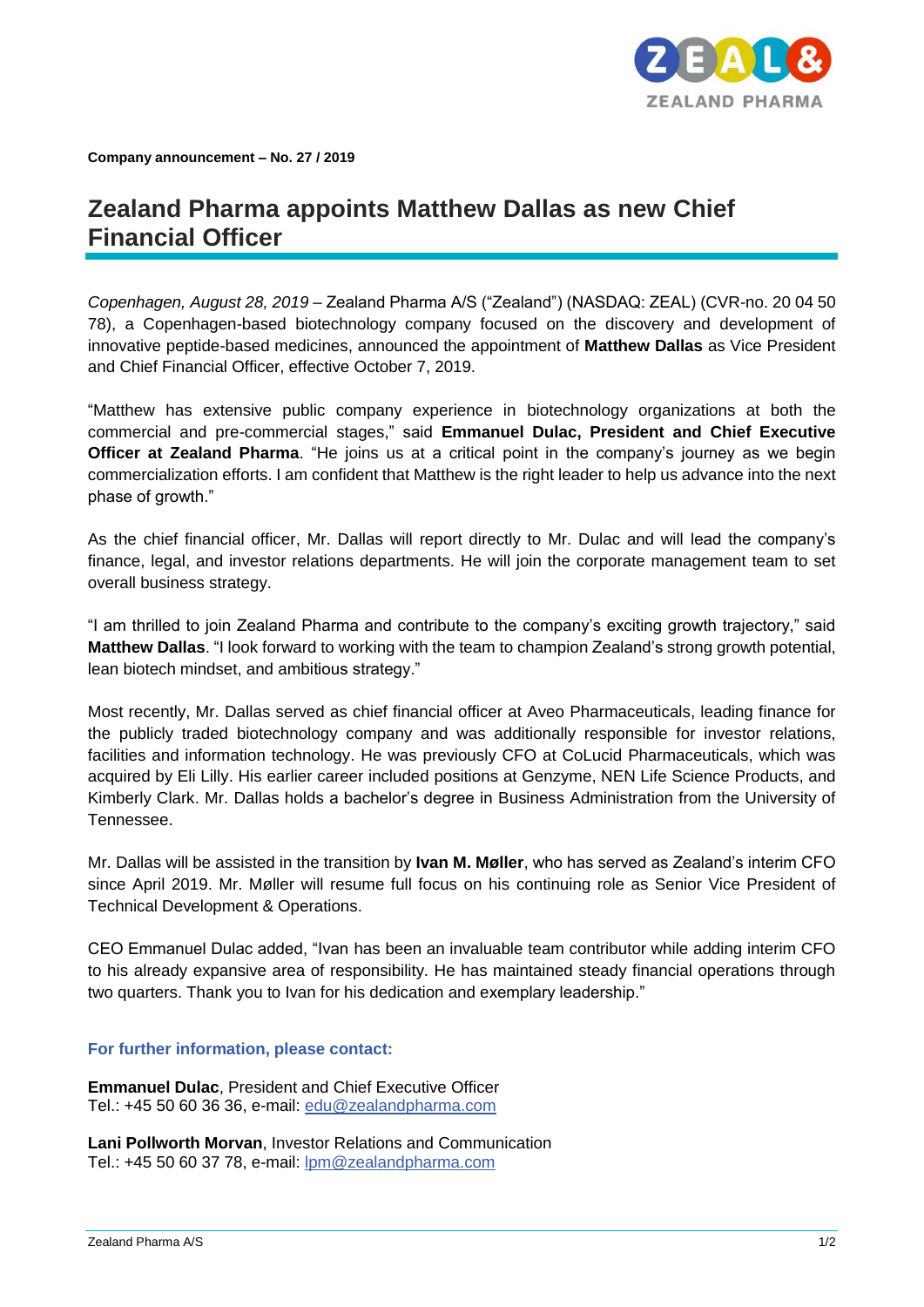**Company announcement – No. 27 / 2019**

# Zealand Pharma appoints Matthew Dallas as new Chief Financial Officer

*Copenhagen, August 28, 2019* – Zealand Pharma A/S ("Zealand") (NASDAQ: ZEAL) (CVR-no. 20 04 50 78), a Copenhagen-based biotechnology company focused on the discovery and development of innovative peptide-based medicines, announced the appointment of **Matthew Dallas** as Vice President and Chief Financial Officer, effective October 7, 2019.

"Matthew has extensive public company experience in biotechnology organizations at both the commercial and pre-commercial stages," said **Emmanuel Dulac, President and Chief Executive Officer at Zealand Pharma**. "He joins us at a critical point in the company's journey as we begin commercialization efforts. I am confident that Matthew is the right leader to help us advance into the next phase of growth."

As the chief financial officer, Mr. Dallas will report directly to Mr. Dulac and will lead the company's finance, legal, and investor relations departments. He will join the corporate management team to set overall business strategy.

"I am thrilled to join Zealand Pharma and contribute to the company's exciting growth trajectory," said **Matthew Dallas**. "I look forward to working with the team to champion Zealand's strong growth potential, lean biotech mindset, and ambitious strategy."

Most recently, Mr. Dallas served as chief financial officer at Aveo Pharmaceuticals, leading finance for the publicly traded biotechnology company and was additionally responsible for investor relations, facilities and information technology. He was previously CFO at CoLucid Pharmaceuticals, which was acquired by Eli Lilly. His earlier career included positions at Genzyme, NEN Life Science Products, and Kimberly Clark. Mr. Dallas holds a bachelor's degree in Business Administration from the University of Tennessee.

Mr. Dallas will be assisted in the transition by **Ivan M. Møller**, who has served as Zealand's interim CFO since April 2019. Mr. Møller will resume full focus on his continuing role as Senior Vice President of Technical Development & Operations.

CEO Emmanuel Dulac added, "Ivan has been an invaluable team contributor while adding interim CFO to his already expansive area of responsibility. He has maintained steady financial operations through two quarters. Thank you to Ivan for his dedication and exemplary leadership."

### For further information, please contact:

**Emmanuel Dulac**, President and Chief Executive Officer
Tel.: +45 50 60 36 36, e-mail: edu@zealandpharma.com

**Lani Pollworth Morvan**, Investor Relations and Communication
Tel.: +45 50 60 37 78, e-mail: lpm@zealandpharma.com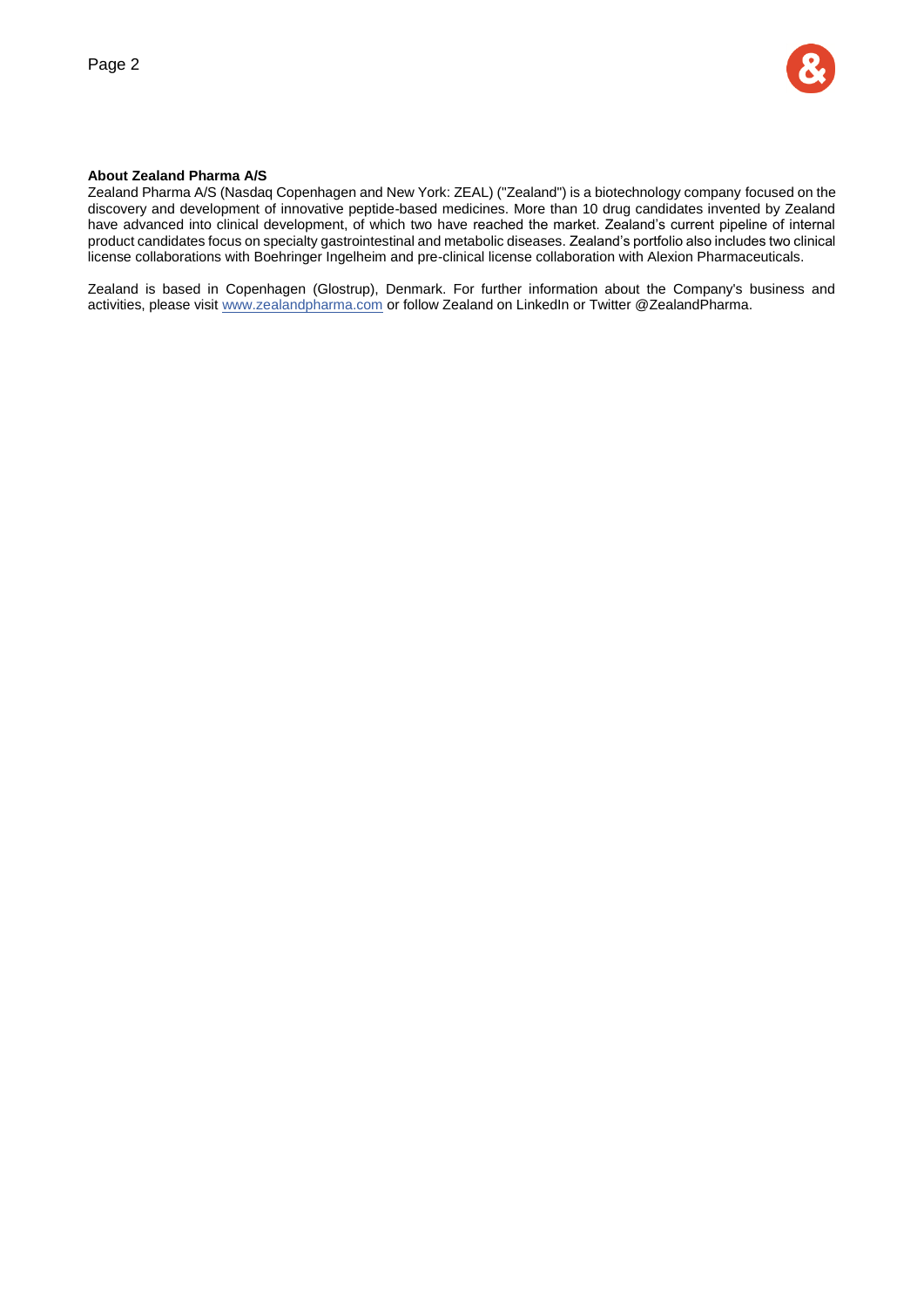**About Zealand Pharma A/S**

Zealand Pharma A/S (Nasdaq Copenhagen and New York: ZEAL) ("Zealand") is a biotechnology company focused on the discovery and development of innovative peptide-based medicines. More than 10 drug candidates invented by Zealand have advanced into clinical development, of which two have reached the market. Zealand's current pipeline of internal product candidates focus on specialty gastrointestinal and metabolic diseases. Zealand's portfolio also includes two clinical license collaborations with Boehringer Ingelheim and pre-clinical license collaboration with Alexion Pharmaceuticals.

Zealand is based in Copenhagen (Glostrup), Denmark. For further information about the Company's business and activities, please visit [www.zealandpharma.com](http://www.zealandpharma.com) or follow Zealand on LinkedIn or Twitter @ZealandPharma.